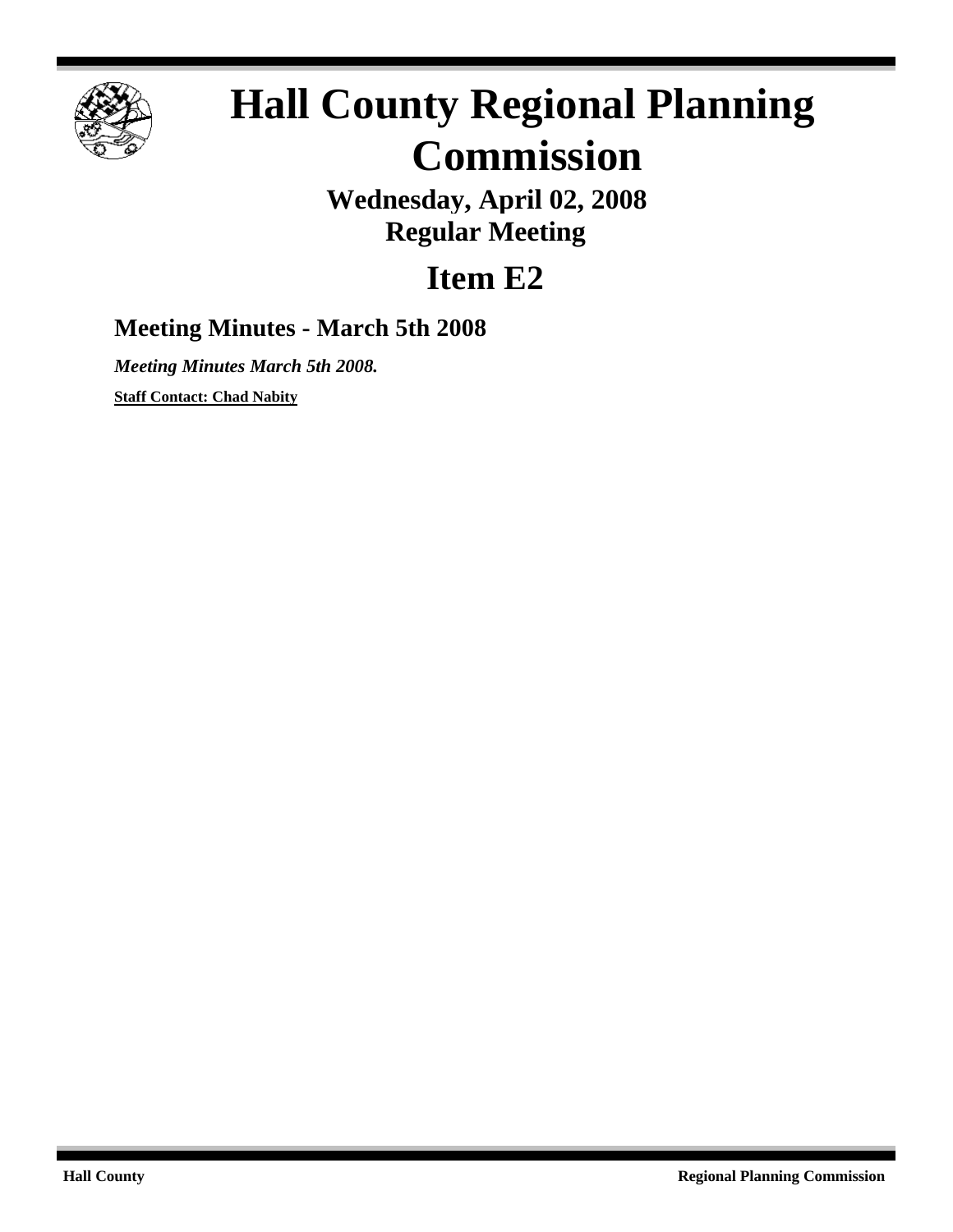# Hall County Regional Planning Commission

## Wednesday, April 02, 2008
## Regular Meeting

# Item E2

### Meeting Minutes - March 5th 2008

***Meeting Minutes March 5th 2008.***

**Staff Contact: Chad Nabity**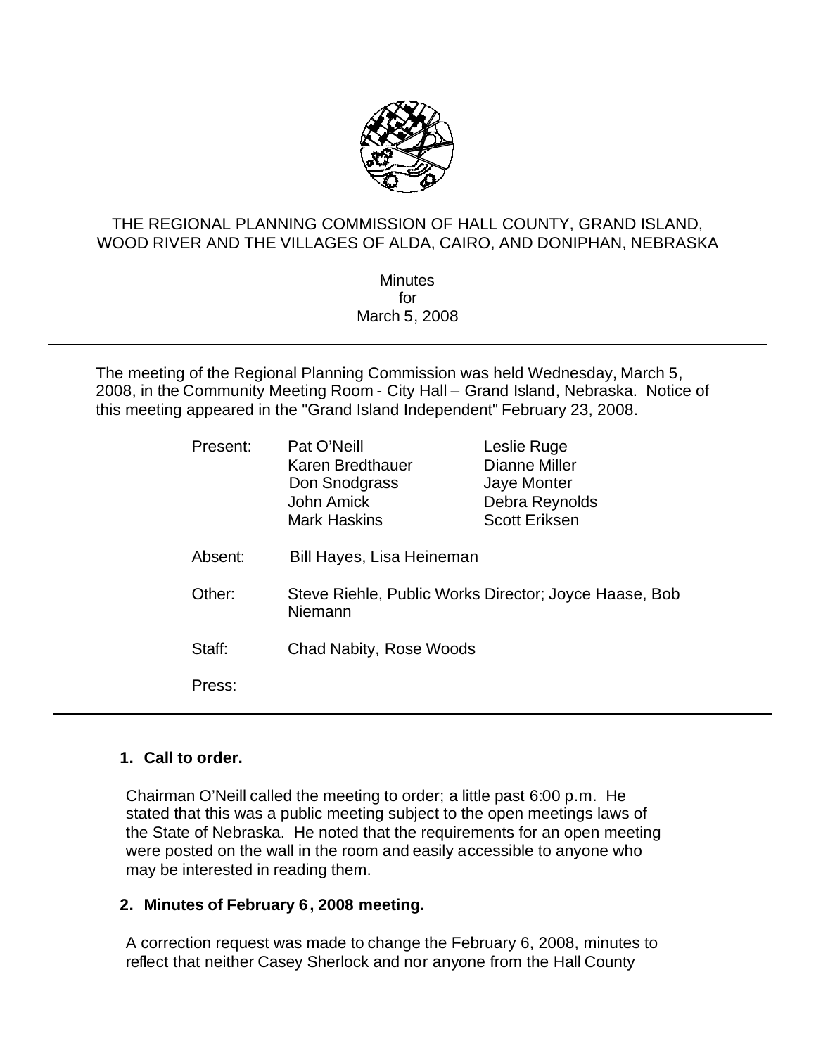THE REGIONAL PLANNING COMMISSION OF HALL COUNTY, GRAND ISLAND, WOOD RIVER AND THE VILLAGES OF ALDA, CAIRO, AND DONIPHAN, NEBRASKA

Minutes
for
March 5, 2008

---

The meeting of the Regional Planning Commission was held Wednesday, March 5, 2008, in the Community Meeting Room - City Hall – Grand Island, Nebraska. Notice of this meeting appeared in the "Grand Island Independent" February 23, 2008.

| | | |
|---|---|---|
| Present: | Pat O'Neill | Leslie Ruge |
| | Karen Bredthauer | Dianne Miller |
| | Don Snodgrass | Jaye Monter |
| | John Amick | Debra Reynolds |
| | Mark Haskins | Scott Eriksen |
| Absent: | Bill Hayes, Lisa Heineman | |
| Other: | Steve Riehle, Public Works Director; Joyce Haase, Bob Niemann | |
| Staff: | Chad Nabity, Rose Woods | |
| Press: | | |

---

**1. Call to order.**

Chairman O'Neill called the meeting to order; a little past 6:00 p.m. He stated that this was a public meeting subject to the open meetings laws of the State of Nebraska. He noted that the requirements for an open meeting were posted on the wall in the room and easily accessible to anyone who may be interested in reading them.

**2. Minutes of February 6, 2008 meeting.**

A correction request was made to change the February 6, 2008, minutes to reflect that neither Casey Sherlock and nor anyone from the Hall County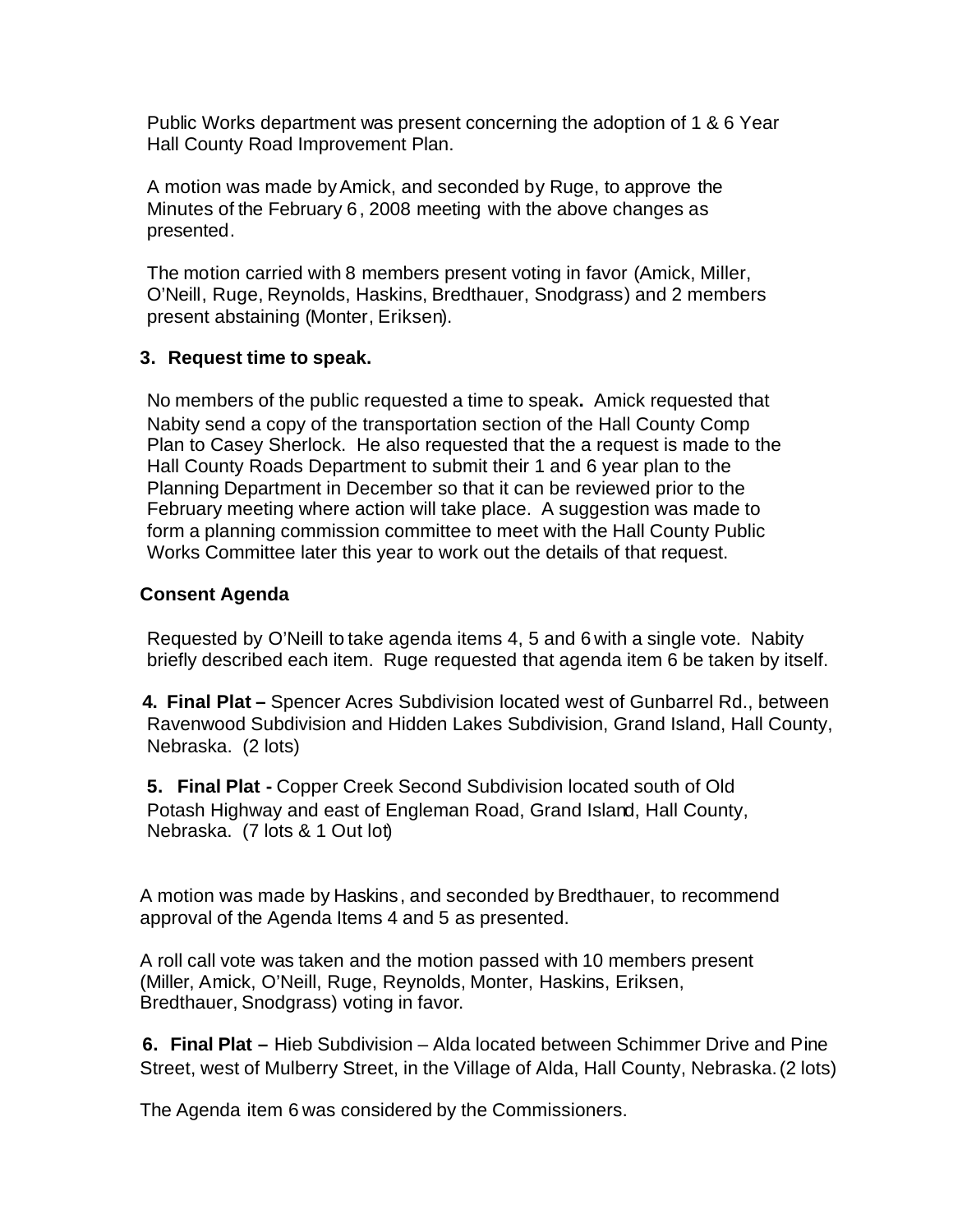Public Works department was present concerning the adoption of 1 & 6 Year Hall County Road Improvement Plan.

A motion was made by Amick, and seconded by Ruge, to approve the Minutes of the February 6, 2008 meeting with the above changes as presented.

The motion carried with 8 members present voting in favor (Amick, Miller, O'Neill, Ruge, Reynolds, Haskins, Bredthauer, Snodgrass) and 2 members present abstaining (Monter, Eriksen).

**3. Request time to speak.**

No members of the public requested a time to speak**.** Amick requested that Nabity send a copy of the transportation section of the Hall County Comp Plan to Casey Sherlock. He also requested that the a request is made to the Hall County Roads Department to submit their 1 and 6 year plan to the Planning Department in December so that it can be reviewed prior to the February meeting where action will take place. A suggestion was made to form a planning commission committee to meet with the Hall County Public Works Committee later this year to work out the details of that request.

**Consent Agenda**

Requested by O'Neill to take agenda items 4, 5 and 6 with a single vote. Nabity briefly described each item. Ruge requested that agenda item 6 be taken by itself.

**4. Final Plat –** Spencer Acres Subdivision located west of Gunbarrel Rd., between Ravenwood Subdivision and Hidden Lakes Subdivision, Grand Island, Hall County, Nebraska. (2 lots)

**5. Final Plat -** Copper Creek Second Subdivision located south of Old Potash Highway and east of Engleman Road, Grand Island, Hall County, Nebraska. (7 lots & 1 Out lot)

A motion was made by Haskins, and seconded by Bredthauer, to recommend approval of the Agenda Items 4 and 5 as presented.

A roll call vote was taken and the motion passed with 10 members present (Miller, Amick, O'Neill, Ruge, Reynolds, Monter, Haskins, Eriksen, Bredthauer, Snodgrass) voting in favor.

**6. Final Plat –** Hieb Subdivision – Alda located between Schimmer Drive and Pine Street, west of Mulberry Street, in the Village of Alda, Hall County, Nebraska. (2 lots)

The Agenda item 6 was considered by the Commissioners.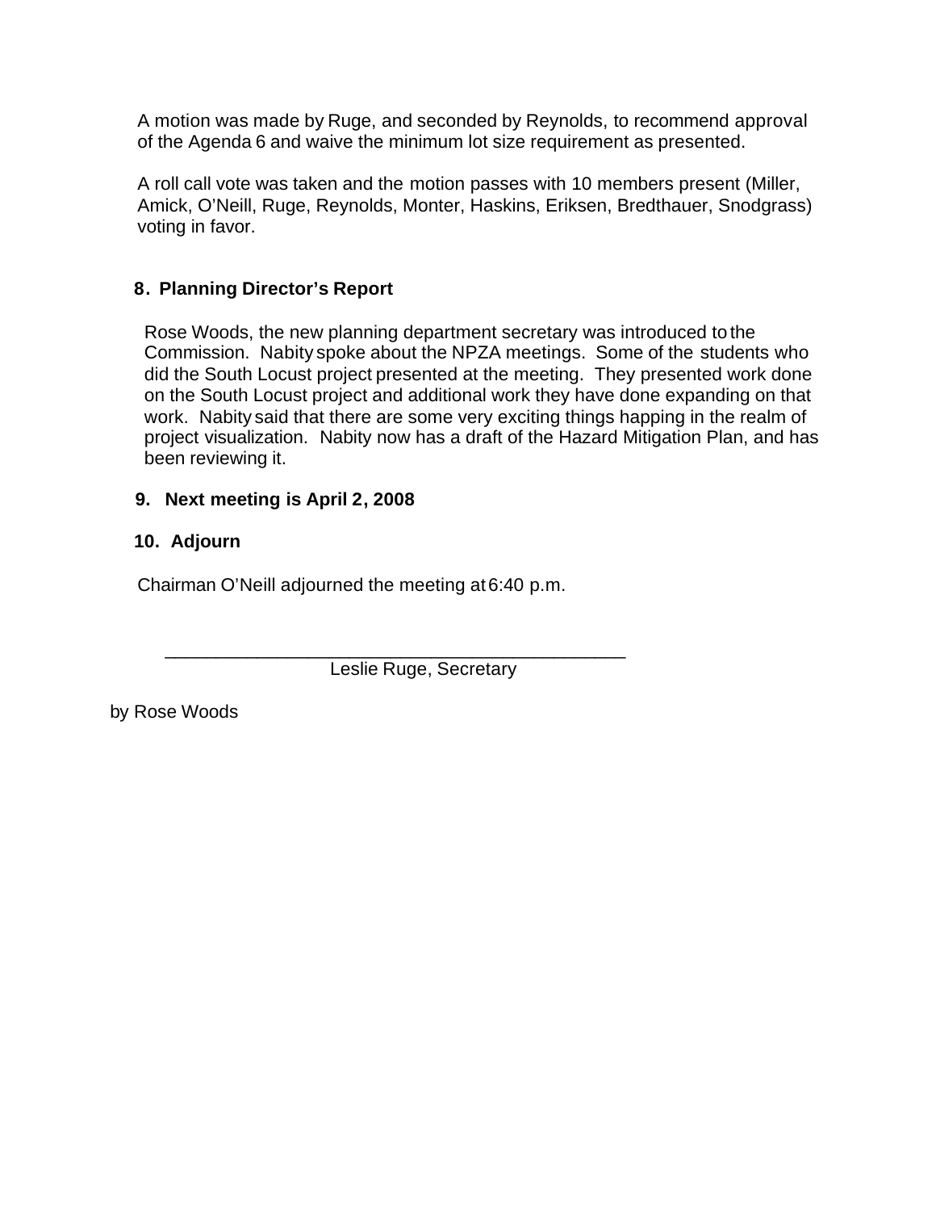A motion was made by Ruge, and seconded by Reynolds, to recommend approval of the Agenda 6 and waive the minimum lot size requirement as presented.

A roll call vote was taken and the motion passes with 10 members present (Miller, Amick, O'Neill, Ruge, Reynolds, Monter, Haskins, Eriksen, Bredthauer, Snodgrass) voting in favor.

**8. Planning Director's Report**

Rose Woods, the new planning department secretary was introduced to the Commission. Nabity spoke about the NPZA meetings. Some of the students who did the South Locust project presented at the meeting. They presented work done on the South Locust project and additional work they have done expanding on that work. Nabity said that there are some very exciting things happing in the realm of project visualization. Nabity now has a draft of the Hazard Mitigation Plan, and has been reviewing it.

**9. Next meeting is April 2, 2008**

**10. Adjourn**

Chairman O'Neill adjourned the meeting at 6:40 p.m.

\_\_\_\_\_\_\_\_\_\_\_\_\_\_\_\_\_\_\_\_\_\_\_\_\_\_\_\_\_\_\_\_\_\_\_\_\_\_\_\_\_\_\_\_\_\_

Leslie Ruge, Secretary

by Rose Woods